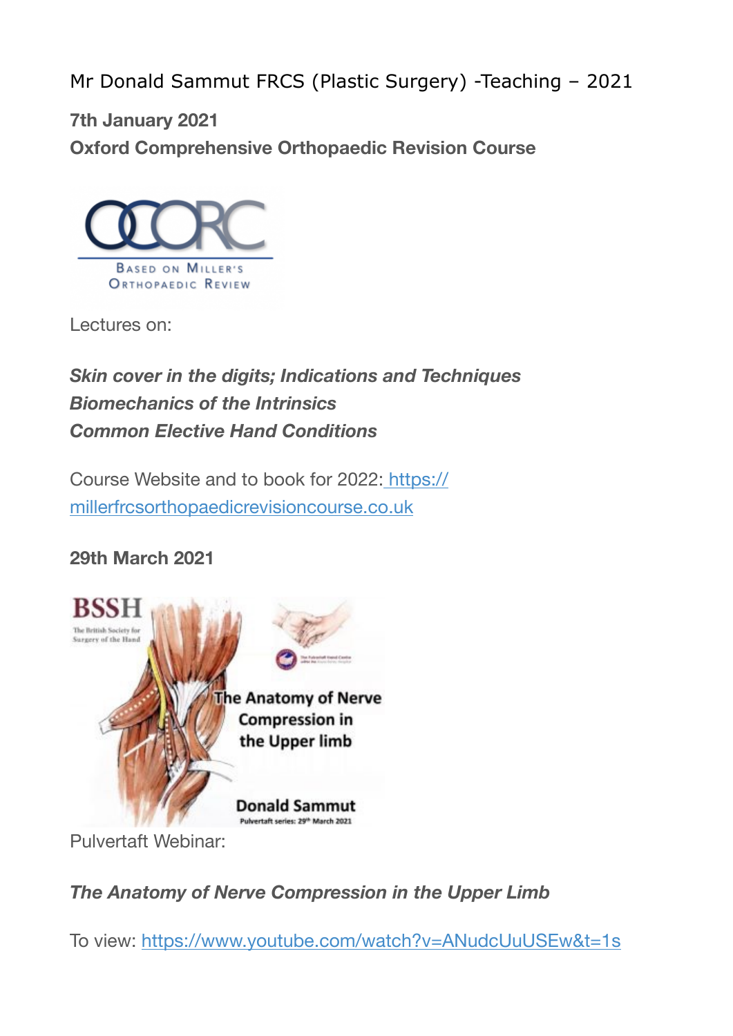# Mr Donald Sammut FRCS (Plastic Surgery) -Teaching – 2021

**7th January 2021**
**Oxford Comprehensive Orthopaedic Revision Course**

Lectures on:

***Skin cover in the digits; Indications and Techniques***
***Biomechanics of the Intrinsics***
***Common Elective Hand Conditions***

Course Website and to book for 2022: https://millerfrcsorthopaedicrevisioncourse.co.uk

**29th March 2021**

Pulvertaft Webinar:

***The Anatomy of Nerve Compression in the Upper Limb***

To view: https://www.youtube.com/watch?v=ANudcUuUSEw&t=1s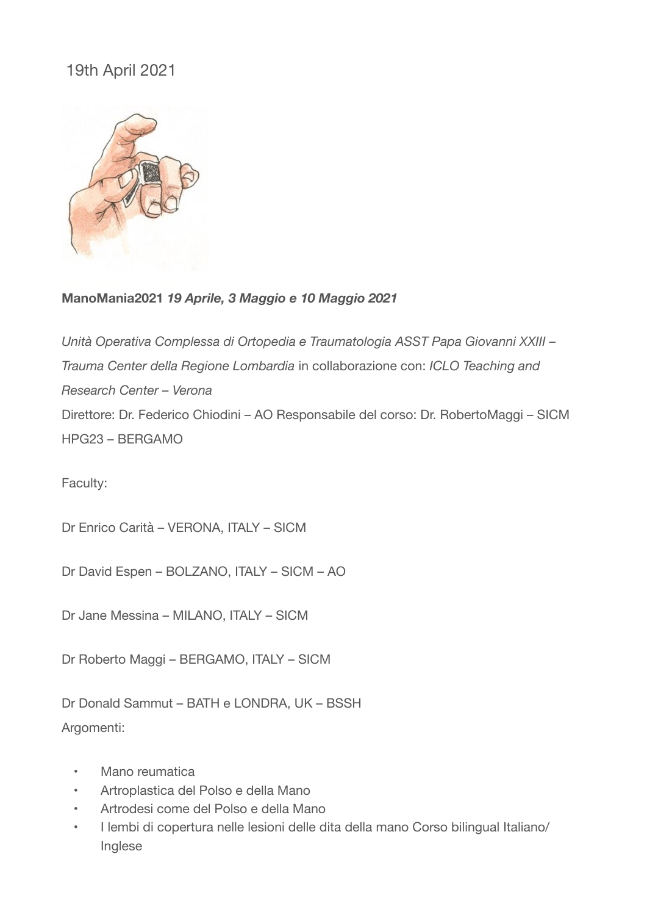19th April 2021

**ManoMania2021** ***19 Aprile, 3 Maggio e 10 Maggio 2021***

*Unità Operativa Complessa di Ortopedia e Traumatologia ASST Papa Giovanni XXIII – Trauma Center della Regione Lombardia* in collaborazione con: *ICLO Teaching and Research Center – Verona*
Direttore: Dr. Federico Chiodini – AO Responsabile del corso: Dr. RobertoMaggi – SICM HPG23 – BERGAMO

Faculty:

Dr Enrico Carità – VERONA, ITALY – SICM

Dr David Espen – BOLZANO, ITALY – SICM – AO

Dr Jane Messina – MILANO, ITALY – SICM

Dr Roberto Maggi – BERGAMO, ITALY – SICM

Dr Donald Sammut – BATH e LONDRA, UK – BSSH
Argomenti:

- Mano reumatica
- Artroplastica del Polso e della Mano
- Artrodesi come del Polso e della Mano
- I lembi di copertura nelle lesioni delle dita della mano Corso bilingual Italiano/ Inglese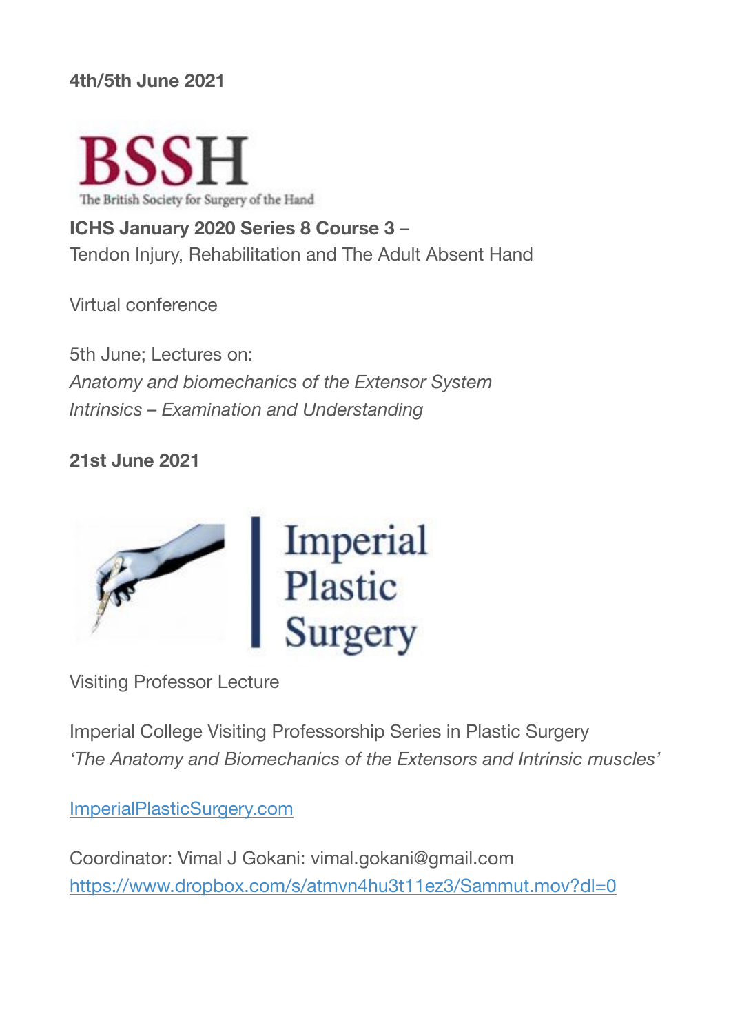**4th/5th June 2021**

BSSH

The British Society for Surgery of the Hand

**ICHS January 2020 Series 8 Course 3** –
Tendon Injury, Rehabilitation and The Adult Absent Hand

Virtual conference

5th June; Lectures on:
*Anatomy and biomechanics of the Extensor System*
*Intrinsics – Examination and Understanding*

**21st June 2021**

Imperial Plastic Surgery

Visiting Professor Lecture

Imperial College Visiting Professorship Series in Plastic Surgery
*'The Anatomy and Biomechanics of the Extensors and Intrinsic muscles'*

[ImperialPlasticSurgery.com](ImperialPlasticSurgery.com)

Coordinator: Vimal J Gokani: vimal.gokani@gmail.com
[https://www.dropbox.com/s/atmvn4hu3t11ez3/Sammut.mov?dl=0](https://www.dropbox.com/s/atmvn4hu3t11ez3/Sammut.mov?dl=0)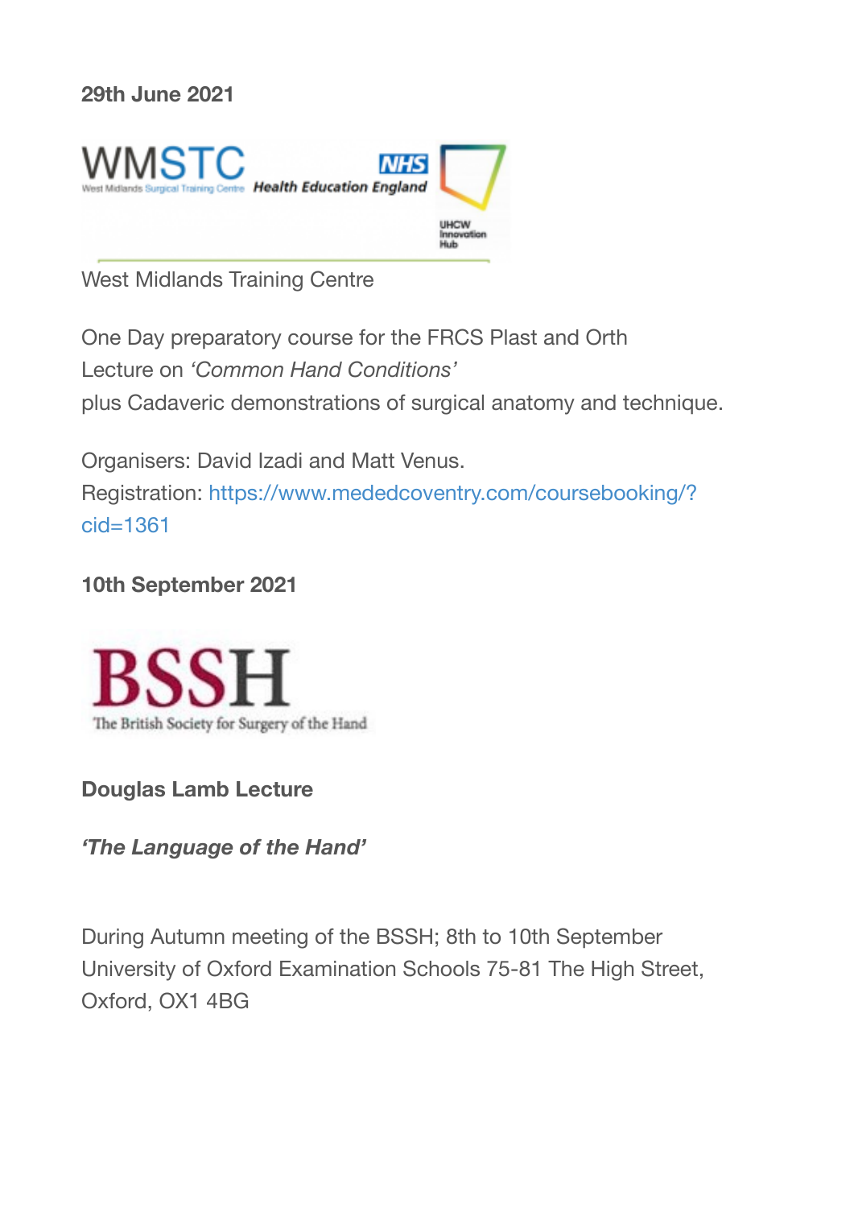**29th June 2021**

West Midlands Training Centre

One Day preparatory course for the FRCS Plast and Orth
Lecture on *'Common Hand Conditions'*
plus Cadaveric demonstrations of surgical anatomy and technique.

Organisers: David Izadi and Matt Venus.
Registration: https://www.mededcoventry.com/coursebooking/?cid=1361

**10th September 2021**

**Douglas Lamb Lecture**

***'The Language of the Hand'***

During Autumn meeting of the BSSH; 8th to 10th September
University of Oxford Examination Schools 75-81 The High Street, Oxford, OX1 4BG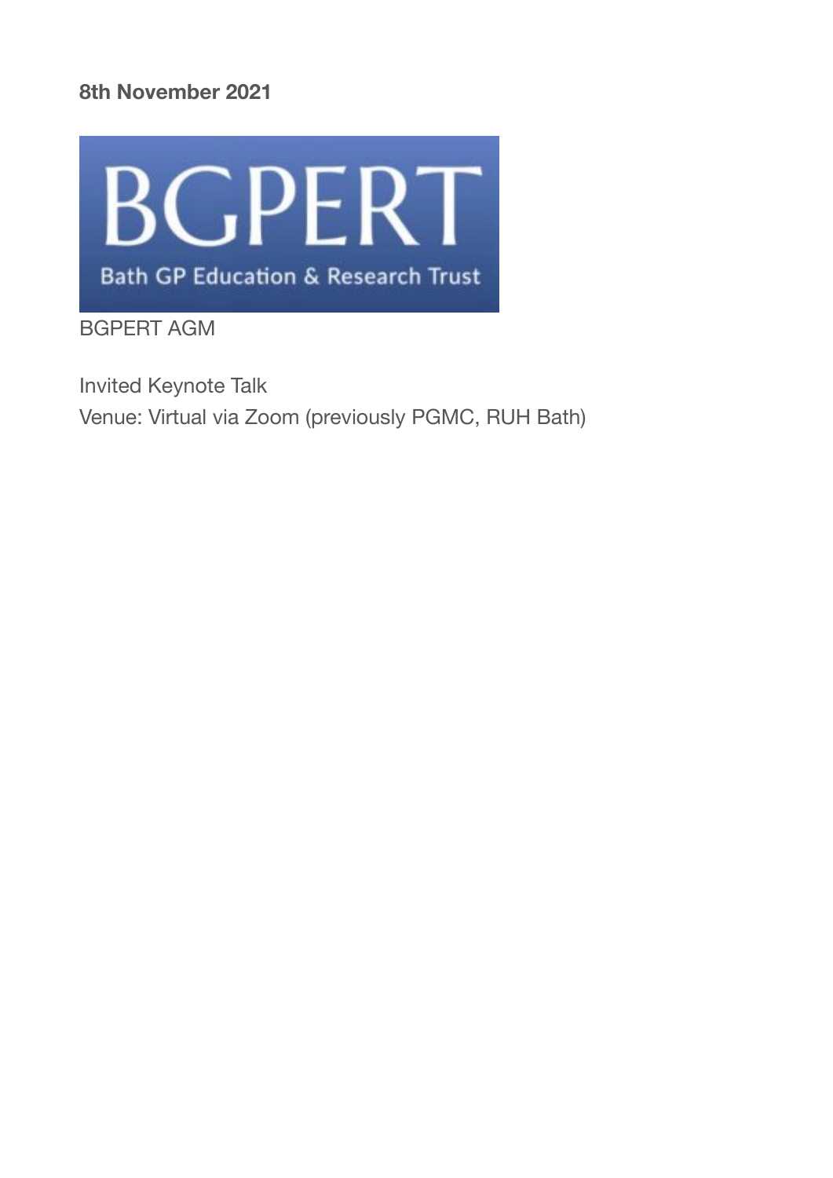**8th November 2021**

BGPERT

Bath GP Education & Research Trust

BGPERT AGM

Invited Keynote Talk
Venue: Virtual via Zoom (previously PGMC, RUH Bath)